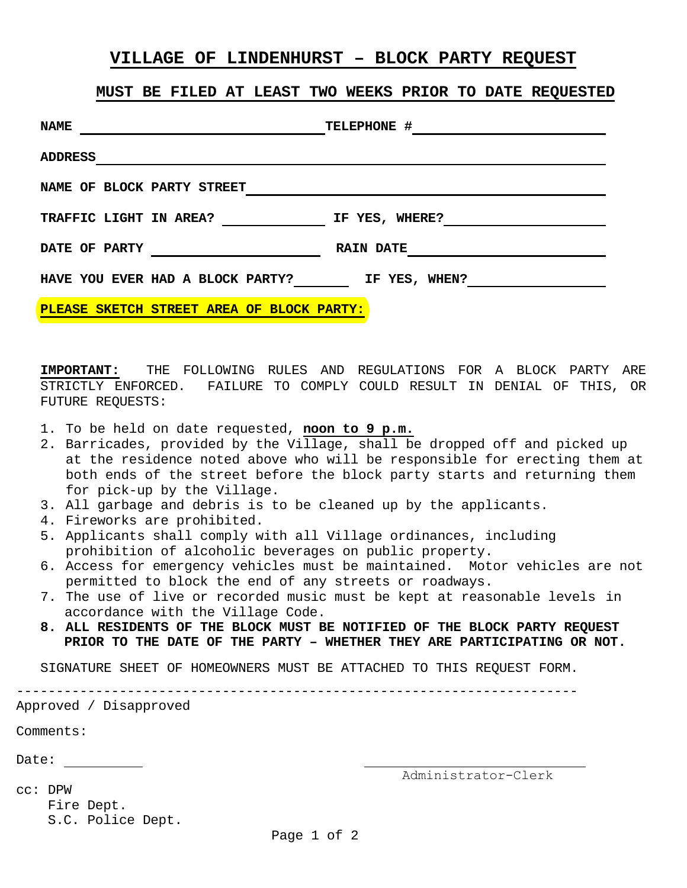# VILLAGE OF LINDENHURST – BLOCK PARTY REQUEST

## MUST BE FILED AT LEAST TWO WEEKS PRIOR TO DATE REQUESTED

**NAME** ______________________________ **TELEPHONE #** ____________________

**ADDRESS** ____________________________________________________________

**NAME OF BLOCK PARTY STREET** _____________________________________________

**TRAFFIC LIGHT IN AREA?** ____________ **IF YES, WHERE?** ____________________

**DATE OF PARTY** ____________________ **RAIN DATE** __________________________

**HAVE YOU EVER HAD A BLOCK PARTY?** ______ **IF YES, WHEN?** ________________

**PLEASE SKETCH STREET AREA OF BLOCK PARTY:**

**IMPORTANT:** THE FOLLOWING RULES AND REGULATIONS FOR A BLOCK PARTY ARE STRICTLY ENFORCED. FAILURE TO COMPLY COULD RESULT IN DENIAL OF THIS, OR FUTURE REQUESTS:

1. To be held on date requested, **noon to 9 p.m.**
2. Barricades, provided by the Village, shall be dropped off and picked up at the residence noted above who will be responsible for erecting them at both ends of the street before the block party starts and returning them for pick-up by the Village.
3. All garbage and debris is to be cleaned up by the applicants.
4. Fireworks are prohibited.
5. Applicants shall comply with all Village ordinances, including prohibition of alcoholic beverages on public property.
6. Access for emergency vehicles must be maintained. Motor vehicles are not permitted to block the end of any streets or roadways.
7. The use of live or recorded music must be kept at reasonable levels in accordance with the Village Code.
8. **ALL RESIDENTS OF THE BLOCK MUST BE NOTIFIED OF THE BLOCK PARTY REQUEST PRIOR TO THE DATE OF THE PARTY – WHETHER THEY ARE PARTICIPATING OR NOT.**

SIGNATURE SHEET OF HOMEOWNERS MUST BE ATTACHED TO THIS REQUEST FORM.

---

Approved / Disapproved

Comments:

Date: __________

______________________________
Administrator-Clerk

cc: DPW
Fire Dept.
S.C. Police Dept.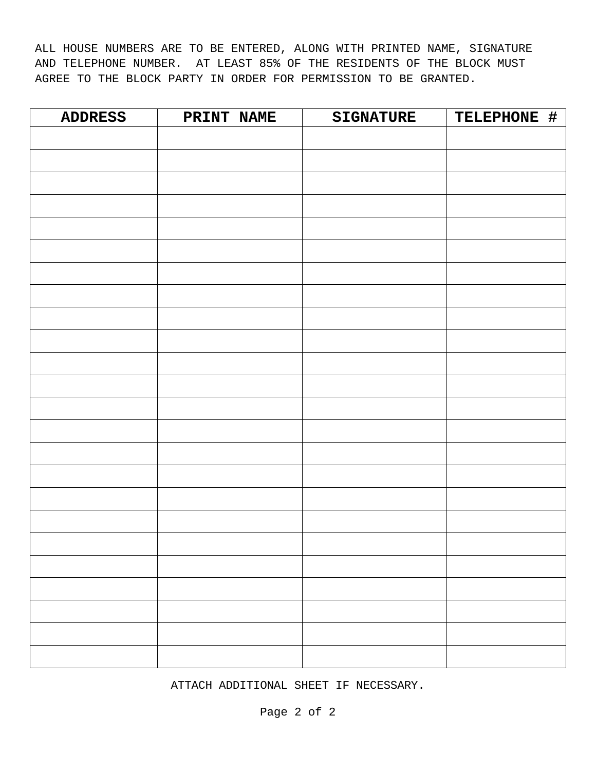ALL HOUSE NUMBERS ARE TO BE ENTERED, ALONG WITH PRINTED NAME, SIGNATURE AND TELEPHONE NUMBER. AT LEAST 85% OF THE RESIDENTS OF THE BLOCK MUST AGREE TO THE BLOCK PARTY IN ORDER FOR PERMISSION TO BE GRANTED.

| ADDRESS | PRINT NAME | SIGNATURE | TELEPHONE # |
| --- | --- | --- | --- |
| | | | |
| | | | |
| | | | |
| | | | |
| | | | |
| | | | |
| | | | |
| | | | |
| | | | |
| | | | |
| | | | |
| | | | |
| | | | |
| | | | |
| | | | |
| | | | |
| | | | |
| | | | |
| | | | |
| | | | |
| | | | |
| | | | |
| | | | |
| | | | |

ATTACH ADDITIONAL SHEET IF NECESSARY.